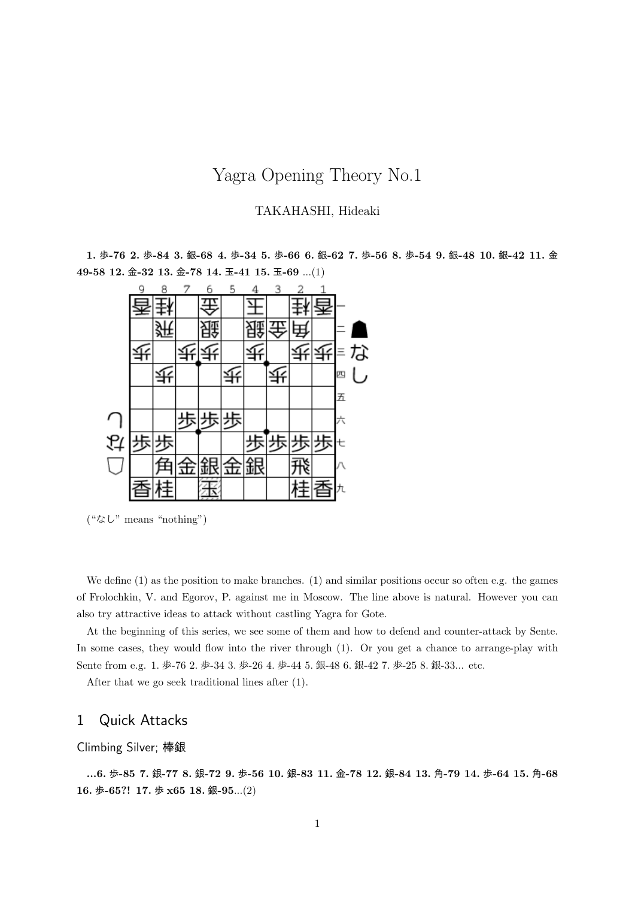# Yagra Opening Theory No.1

TAKAHASHI, Hideaki

**1. 歩-76 2. 歩-84 3. 銀-68 4. 歩-34 5. 歩-66 6. 銀-62 7. 歩-56 8. 歩-54 9. 銀-48 10. 銀-42 11. 金49-58 12. 金-32 13. 金-78 14. 玉-41 15. 玉-69** ...(1)

("なし" means "nothing")

We define (1) as the position to make branches. (1) and similar positions occur so often e.g. the games of Frolochkin, V. and Egorov, P. against me in Moscow. The line above is natural. However you can also try attractive ideas to attack without castling Yagra for Gote.

At the beginning of this series, we see some of them and how to defend and counter-attack by Sente. In some cases, they would flow into the river through (1). Or you get a chance to arrange-play with Sente from e.g. 1. 歩-76 2. 歩-34 3. 歩-26 4. 歩-44 5. 銀-48 6. 銀-42 7. 歩-25 8. 銀-33... etc.

After that we go seek traditional lines after (1).

## 1 Quick Attacks

### Climbing Silver; 棒銀

**...6. 歩-85 7. 銀-77 8. 銀-72 9. 歩-56 10. 銀-83 11. 金-78 12. 銀-84 13. 角-79 14. 歩-64 15. 角-68 16. 歩-65?! 17. 歩 x65 18. 銀-95**...(2)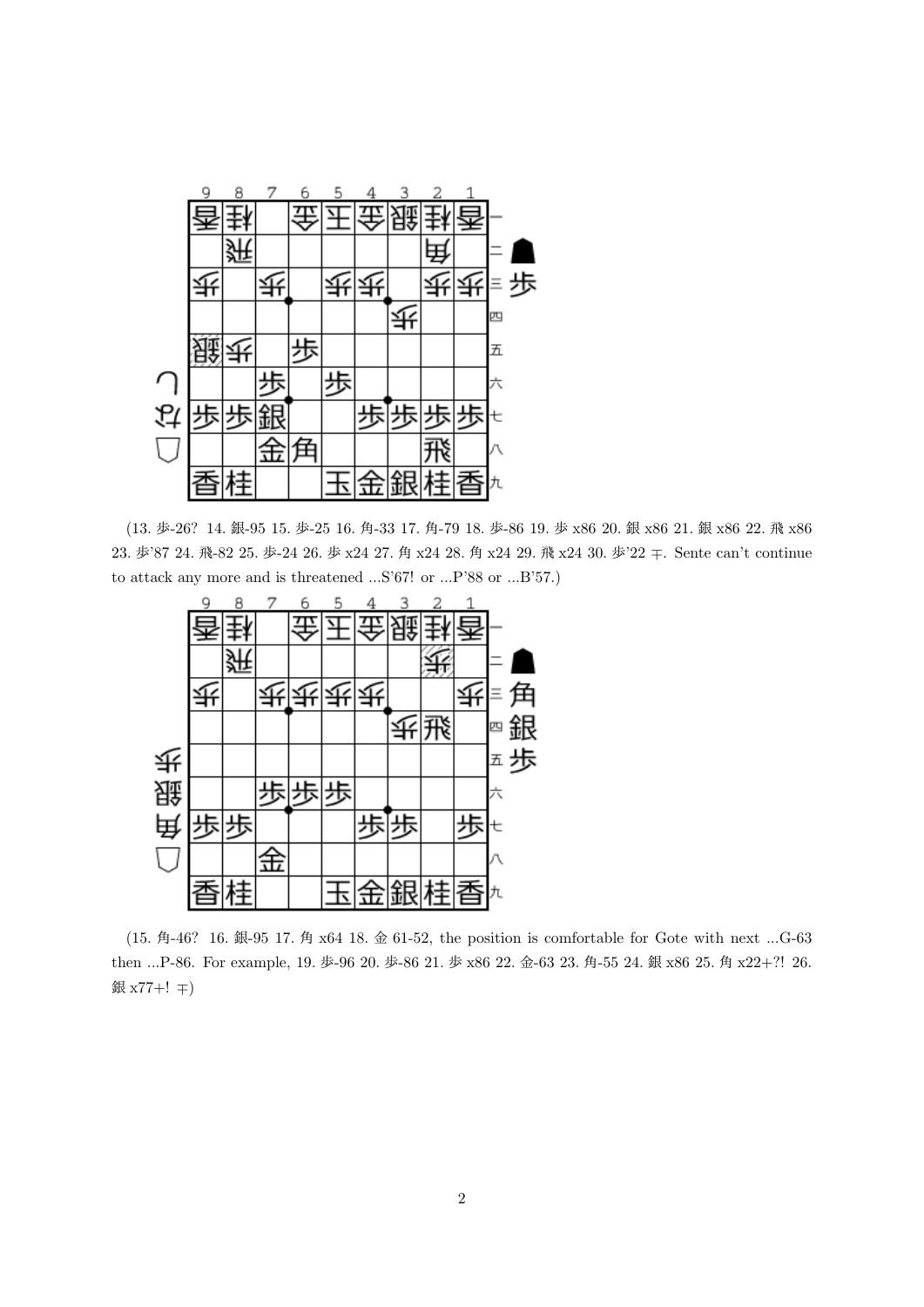(13. 歩-26? 14. 銀-95 15. 歩-25 16. 角-33 17. 角-79 18. 歩-86 19. 歩 x86 20. 銀 x86 21. 銀 x86 22. 飛 x86 23. 歩'87 24. 飛-82 25. 歩-24 26. 歩 x24 27. 角 x24 28. 角 x24 29. 飛 x24 30. 歩'22 ∓. Sente can't continue to attack any more and is threatened ...S'67! or ...P'88 or ...B'57.)

(15. 角-46? 16. 銀-95 17. 角 x64 18. 金 61-52, the position is comfortable for Gote with next ...G-63 then ...P-86. For example, 19. 歩-96 20. 歩-86 21. 歩 x86 22. 金-63 23. 角-55 24. 銀 x86 25. 角 x22+?! 26. 銀 x77+! ∓)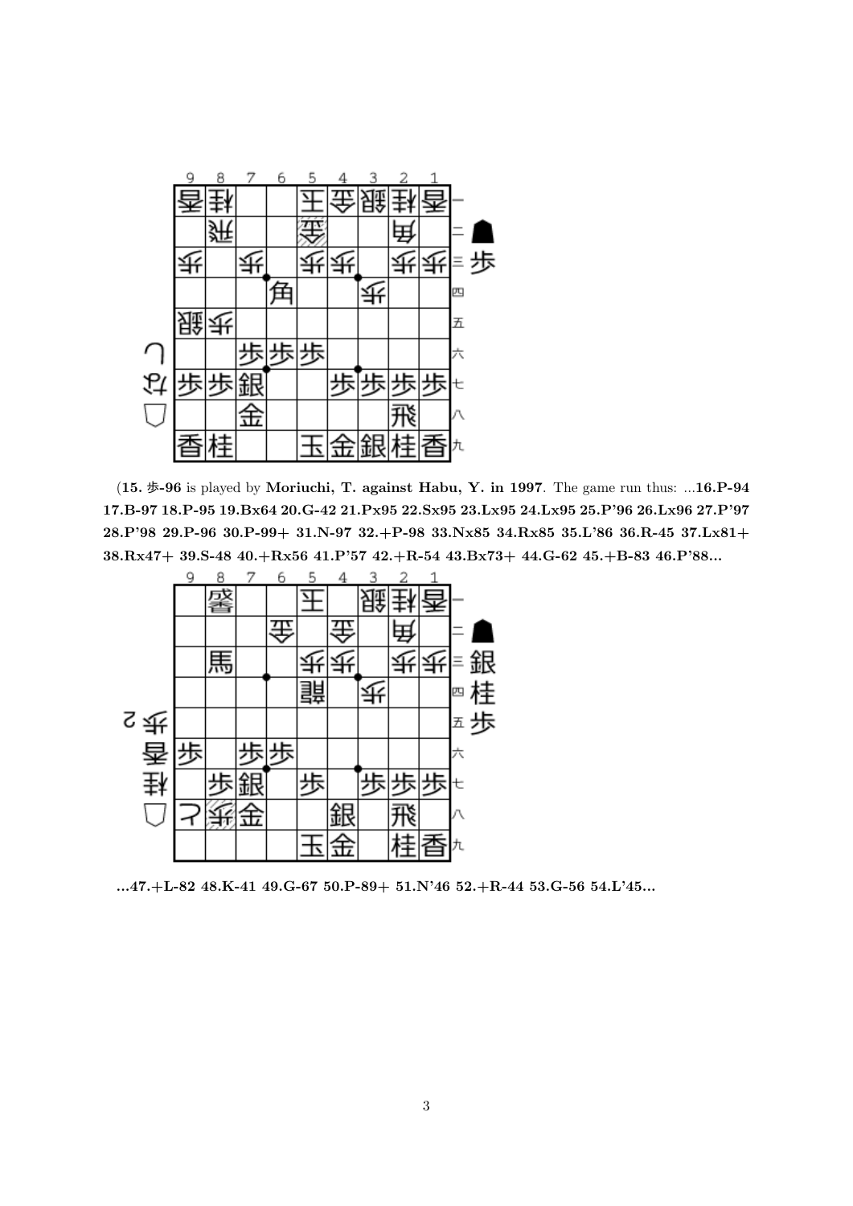(**15. 歩-96** is played by **Moriuchi, T. against Habu, Y. in 1997**. The game run thus: ...**16.P-94 17.B-97 18.P-95 19.Bx64 20.G-42 21.Px95 22.Sx95 23.Lx95 24.Lx95 25.P'96 26.Lx96 27.P'97 28.P'98 29.P-96 30.P-99+ 31.N-97 32.+P-98 33.Nx85 34.Rx85 35.L'86 36.R-45 37.Lx81+ 38.Rx47+ 39.S-48 40.+Rx56 41.P'57 42.+R-54 43.Bx73+ 44.G-62 45.+B-83 46.P'88...**

**...47.+L-82 48.K-41 49.G-67 50.P-89+ 51.N'46 52.+R-44 53.G-56 54.L'45...**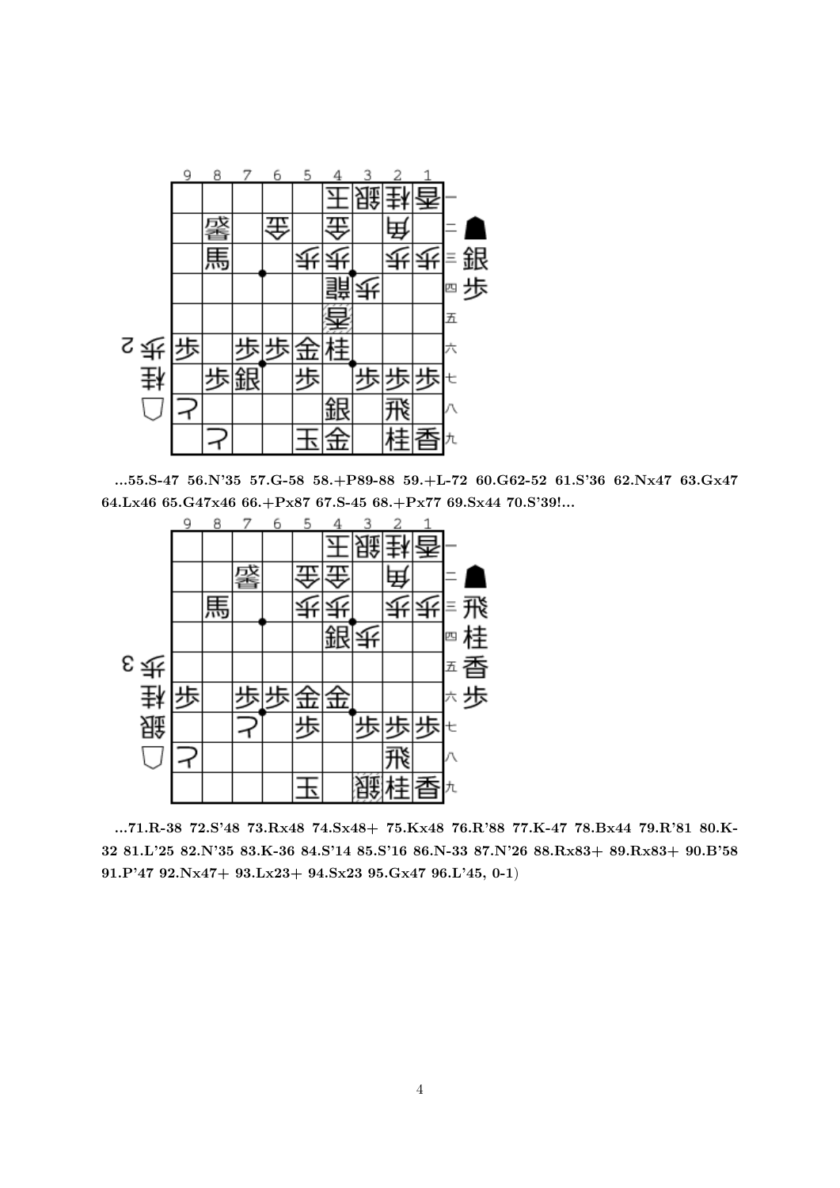...55.S-47 56.N'35 57.G-58 58.+P89-88 59.+L-72 60.G62-52 61.S'36 62.Nx47 63.Gx47 64.Lx46 65.G47x46 66.+Px87 67.S-45 68.+Px77 69.Sx44 70.S'39!...

...71.R-38 72.S'48 73.Rx48 74.Sx48+ 75.Kx48 76.R'88 77.K-47 78.Bx44 79.R'81 80.K-32 81.L'25 82.N'35 83.K-36 84.S'14 85.S'16 86.N-33 87.N'26 88.Rx83+ 89.Rx83+ 90.B'58 91.P'47 92.Nx47+ 93.Lx23+ 94.Sx23 95.Gx47 96.L'45, 0-1)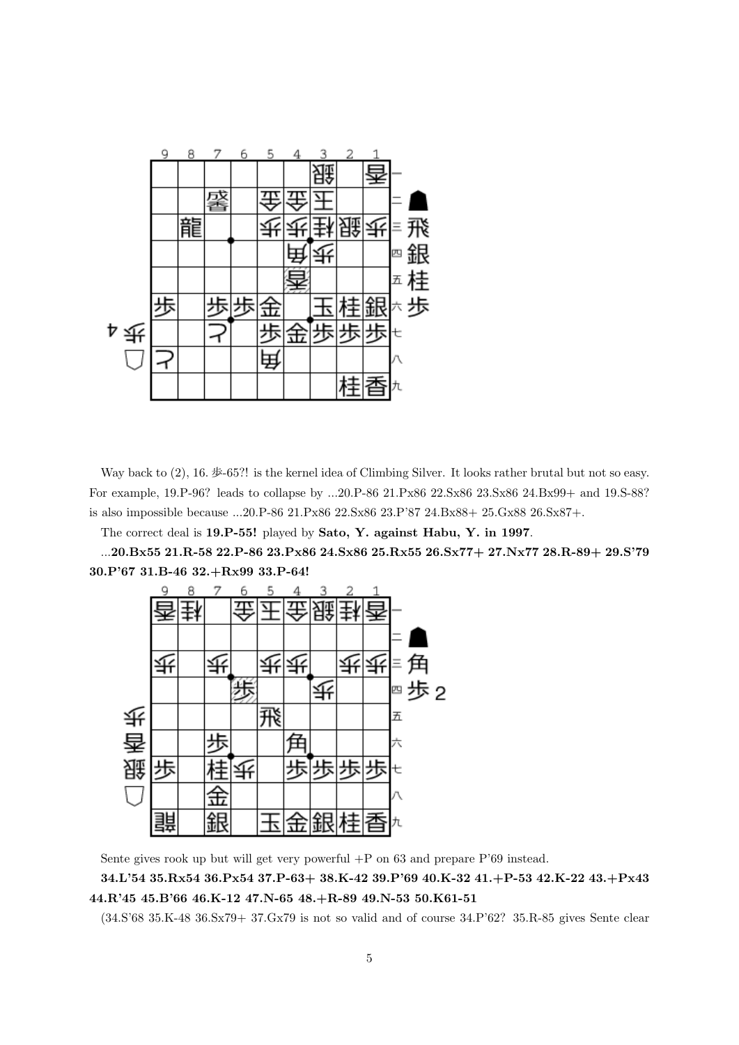Way back to (2), 16. 歩-65?! is the kernel idea of Climbing Silver. It looks rather brutal but not so easy. For example, 19.P-96? leads to collapse by ...20.P-86 21.Px86 22.Sx86 23.Sx86 24.Bx99+ and 19.S-88? is also impossible because ...20.P-86 21.Px86 22.Sx86 23.P'87 24.Bx88+ 25.Gx88 26.Sx87+.

The correct deal is **19.P-55!** played by **Sato, Y. against Habu, Y. in 1997**.

...**20.Bx55 21.R-58 22.P-86 23.Px86 24.Sx86 25.Rx55 26.Sx77+ 27.Nx77 28.R-89+ 29.S'79 30.P'67 31.B-46 32.+Rx99 33.P-64!**

Sente gives rook up but will get very powerful +P on 63 and prepare P'69 instead.

**34.L'54 35.Rx54 36.Px54 37.P-63+ 38.K-42 39.P'69 40.K-32 41.+P-53 42.K-22 43.+Px43 44.R'45 45.B'66 46.K-12 47.N-65 48.+R-89 49.N-53 50.K61-51**

(34.S'68 35.K-48 36.Sx79+ 37.Gx79 is not so valid and of course 34.P'62? 35.R-85 gives Sente clear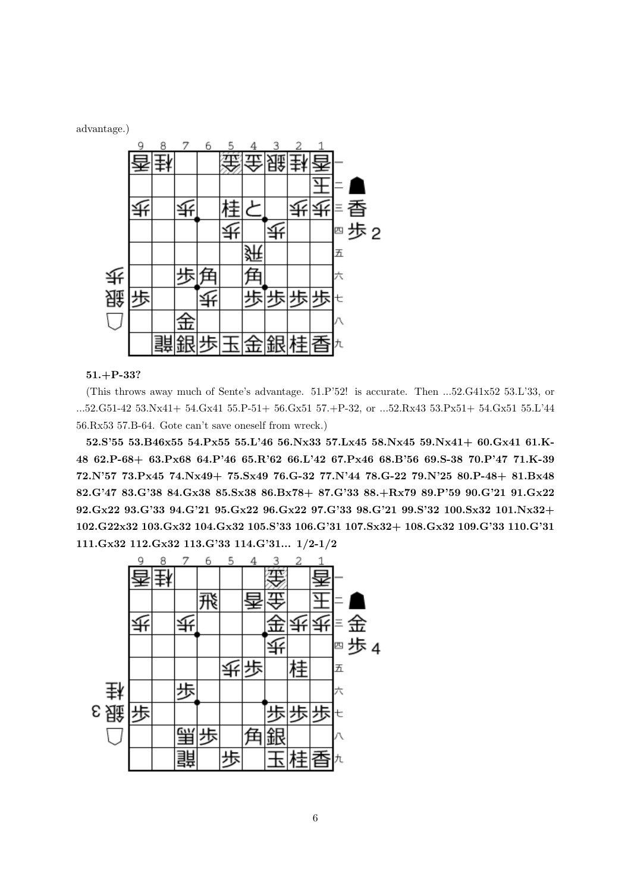advantage.)

**51.+P-33?**

(This throws away much of Sente's advantage. 51.P'52! is accurate. Then ...52.G41x52 53.L'33, or ...52.G51-42 53.Nx41+ 54.Gx41 55.P-51+ 56.Gx51 57.+P-32, or ...52.Rx43 53.Px51+ 54.Gx51 55.L'44 56.Rx53 57.B-64. Gote can't save oneself from wreck.)

**52.S'55 53.B46x55 54.Px55 55.L'46 56.Nx33 57.Lx45 58.Nx45 59.Nx41+ 60.Gx41 61.K-48 62.P-68+ 63.Px68 64.P'46 65.R'62 66.L'42 67.Px46 68.B'56 69.S-38 70.P'47 71.K-39 72.N'57 73.Px45 74.Nx49+ 75.Sx49 76.G-32 77.N'44 78.G-22 79.N'25 80.P-48+ 81.Bx48 82.G'47 83.G'38 84.Gx38 85.Sx38 86.Bx78+ 87.G'33 88.+Rx79 89.P'59 90.G'21 91.Gx22 92.Gx22 93.G'33 94.G'21 95.Gx22 96.Gx22 97.G'33 98.G'21 99.S'32 100.Sx32 101.Nx32+ 102.G22x32 103.Gx32 104.Gx32 105.S'33 106.G'31 107.Sx32+ 108.Gx32 109.G'33 110.G'31 111.Gx32 112.Gx32 113.G'33 114.G'31... 1/2-1/2**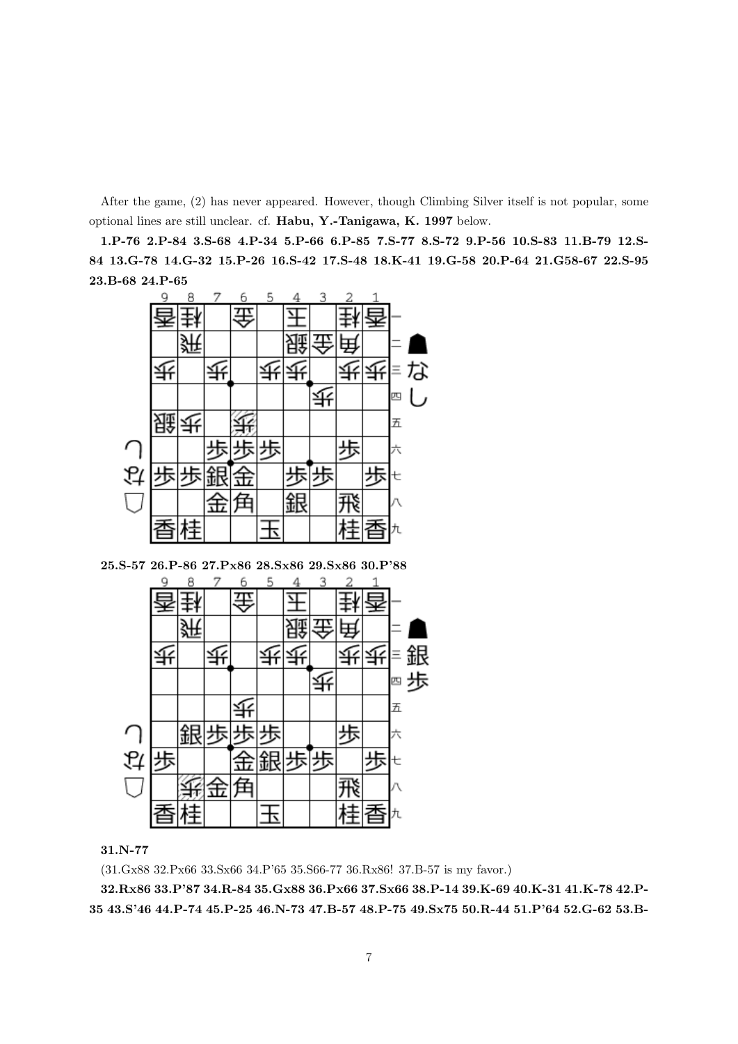After the game, (2) has never appeared. However, though Climbing Silver itself is not popular, some optional lines are still unclear. cf. **Habu, Y.-Tanigawa, K. 1997** below.

**1.P-76 2.P-84 3.S-68 4.P-34 5.P-66 6.P-85 7.S-77 8.S-72 9.P-56 10.S-83 11.B-79 12.S-84 13.G-78 14.G-32 15.P-26 16.S-42 17.S-48 18.K-41 19.G-58 20.P-64 21.G58-67 22.S-95 23.B-68 24.P-65**

**25.S-57 26.P-86 27.Px86 28.Sx86 29.Sx86 30.P'88**

**31.N-77**

(31.Gx88 32.Px66 33.Sx66 34.P'65 35.S66-77 36.Rx86! 37.B-57 is my favor.)

**32.Rx86 33.P'87 34.R-84 35.Gx88 36.Px66 37.Sx66 38.P-14 39.K-69 40.K-31 41.K-78 42.P-35 43.S'46 44.P-74 45.P-25 46.N-73 47.B-57 48.P-75 49.Sx75 50.R-44 51.P'64 52.G-62 53.B-**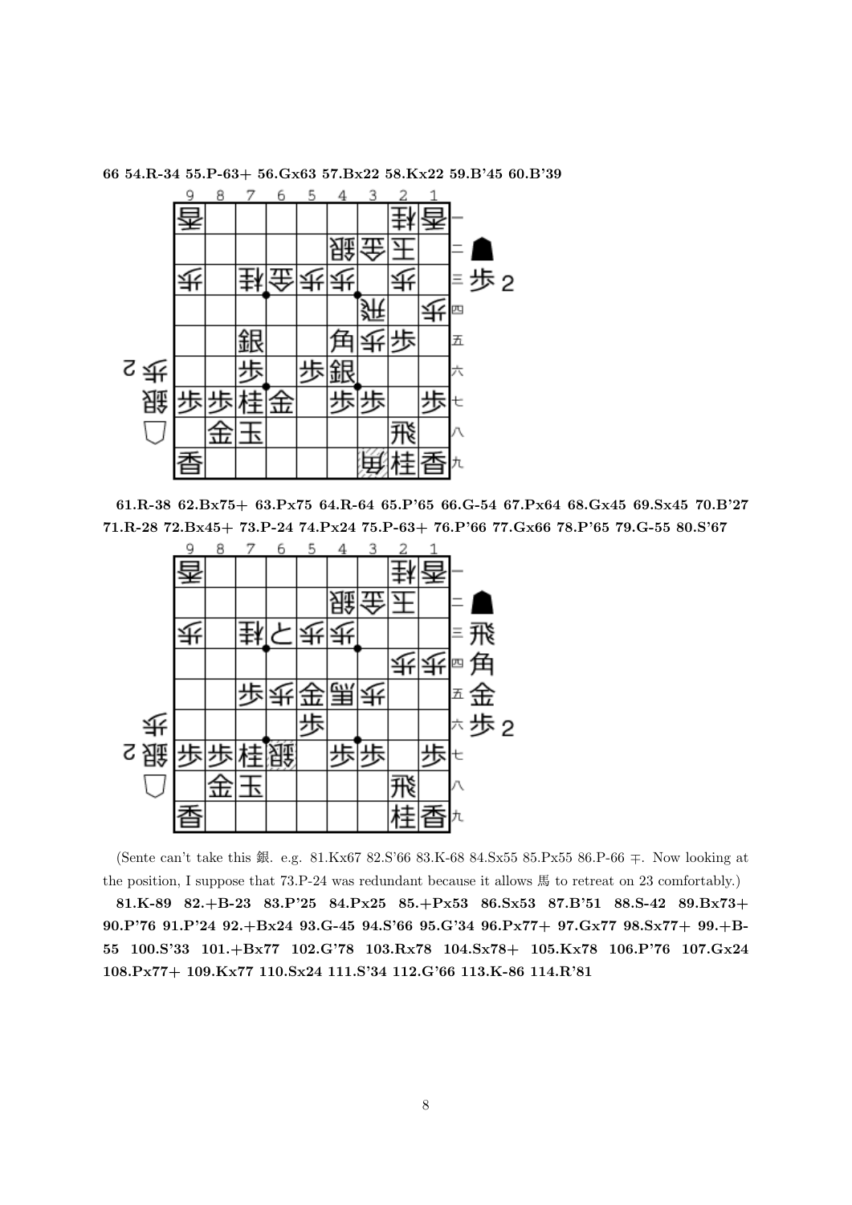**66 54.R-34 55.P-63+ 56.Gx63 57.Bx22 58.Kx22 59.B'45 60.B'39**

**61.R-38 62.Bx75+ 63.Px75 64.R-64 65.P'65 66.G-54 67.Px64 68.Gx45 69.Sx45 70.B'27 71.R-28 72.Bx45+ 73.P-24 74.Px24 75.P-63+ 76.P'66 77.Gx66 78.P'65 79.G-55 80.S'67**

(Sente can't take this 銀. e.g. 81.Kx67 82.S'66 83.K-68 84.Sx55 85.Px55 86.P-66 ∓. Now looking at the position, I suppose that 73.P-24 was redundant because it allows 馬 to retreat on 23 comfortably.)

**81.K-89 82.+B-23 83.P'25 84.Px25 85.+Px53 86.Sx53 87.B'51 88.S-42 89.Bx73+ 90.P'76 91.P'24 92.+Bx24 93.G-45 94.S'66 95.G'34 96.Px77+ 97.Gx77 98.Sx77+ 99.+B-55 100.S'33 101.+Bx77 102.G'78 103.Rx78 104.Sx78+ 105.Kx78 106.P'76 107.Gx24 108.Px77+ 109.Kx77 110.Sx24 111.S'34 112.G'66 113.K-86 114.R'81**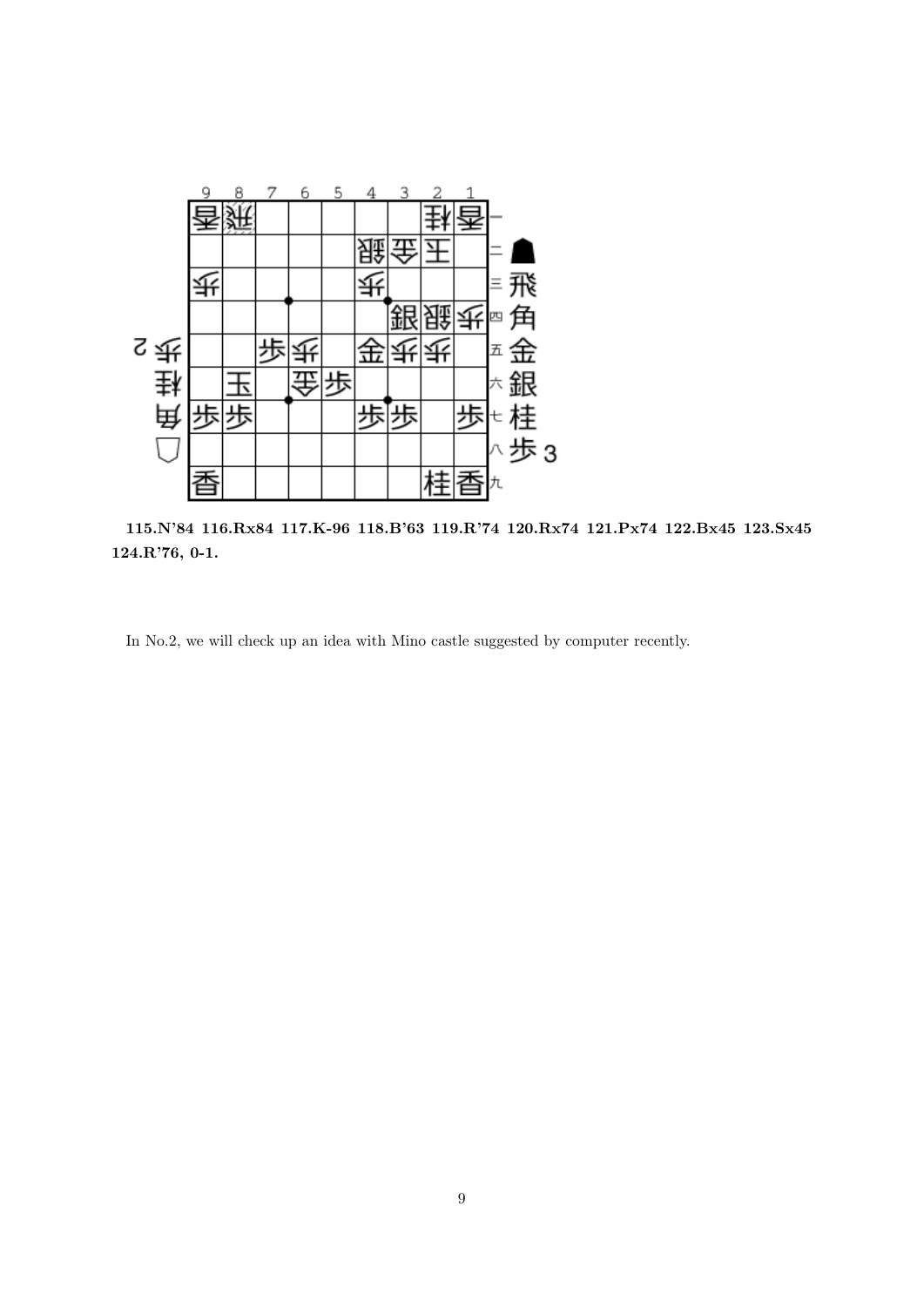**115.N'84 116.Rx84 117.K-96 118.B'63 119.R'74 120.Rx74 121.Px74 122.Bx45 123.Sx45 124.R'76, 0-1.**

In No.2, we will check up an idea with Mino castle suggested by computer recently.